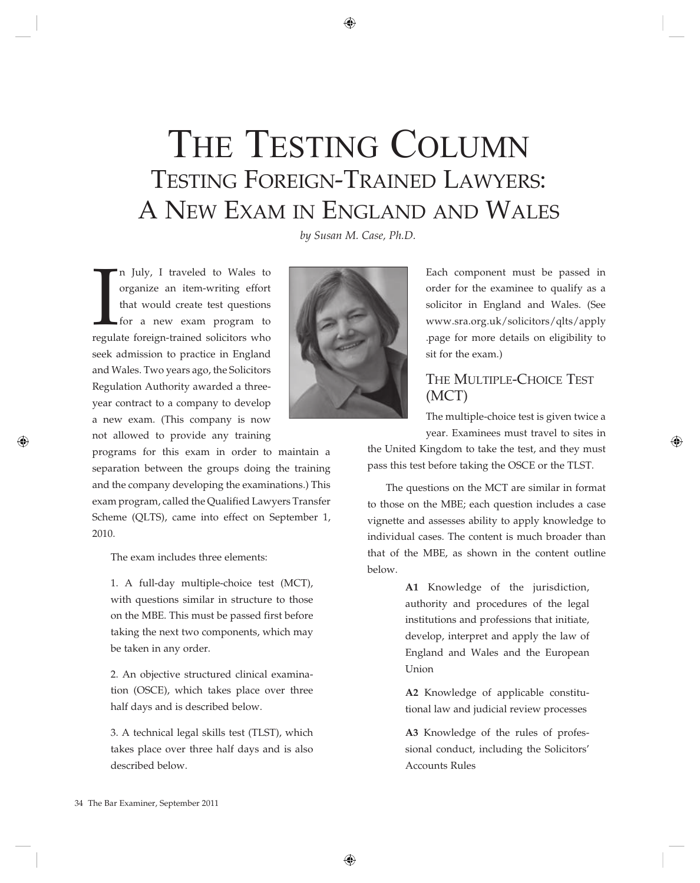# The Testing Column

## Testing Foreign-Trained Lawyers: A New Exam in England and Wales

*by Susan M. Case, Ph.D.*

In July, I traveled to Wales to organize an item-writing effort that would create test questions for a new exam program to regulate foreign-trained solicitors who seek admission to practice in England and Wales. Two years ago, the Solicitors Regulation Authority awarded a three-year contract to a company to develop a new exam. (This company is now not allowed to provide any training programs for this exam in order to maintain a separation between the groups doing the training and the company developing the examinations.) This exam program, called the Qualified Lawyers Transfer Scheme (QLTS), came into effect on September 1, 2010.

The exam includes three elements:

1. A full-day multiple-choice test (MCT), with questions similar in structure to those on the MBE. This must be passed first before taking the next two components, which may be taken in any order.

2. An objective structured clinical examination (OSCE), which takes place over three half days and is described below.

3. A technical legal skills test (TLST), which takes place over three half days and is also described below.

Each component must be passed in order for the examinee to qualify as a solicitor in England and Wales. (See www.sra.org.uk/solicitors/qlts/apply.page for more details on eligibility to sit for the exam.)

### The Multiple-Choice Test (MCT)

The multiple-choice test is given twice a year. Examinees must travel to sites in the United Kingdom to take the test, and they must pass this test before taking the OSCE or the TLST.

The questions on the MCT are similar in format to those on the MBE; each question includes a case vignette and assesses ability to apply knowledge to individual cases. The content is much broader than that of the MBE, as shown in the content outline below.

> **A1** Knowledge of the jurisdiction, authority and procedures of the legal institutions and professions that initiate, develop, interpret and apply the law of England and Wales and the European Union
>
> **A2** Knowledge of applicable constitutional law and judicial review processes
>
> **A3** Knowledge of the rules of professional conduct, including the Solicitors' Accounts Rules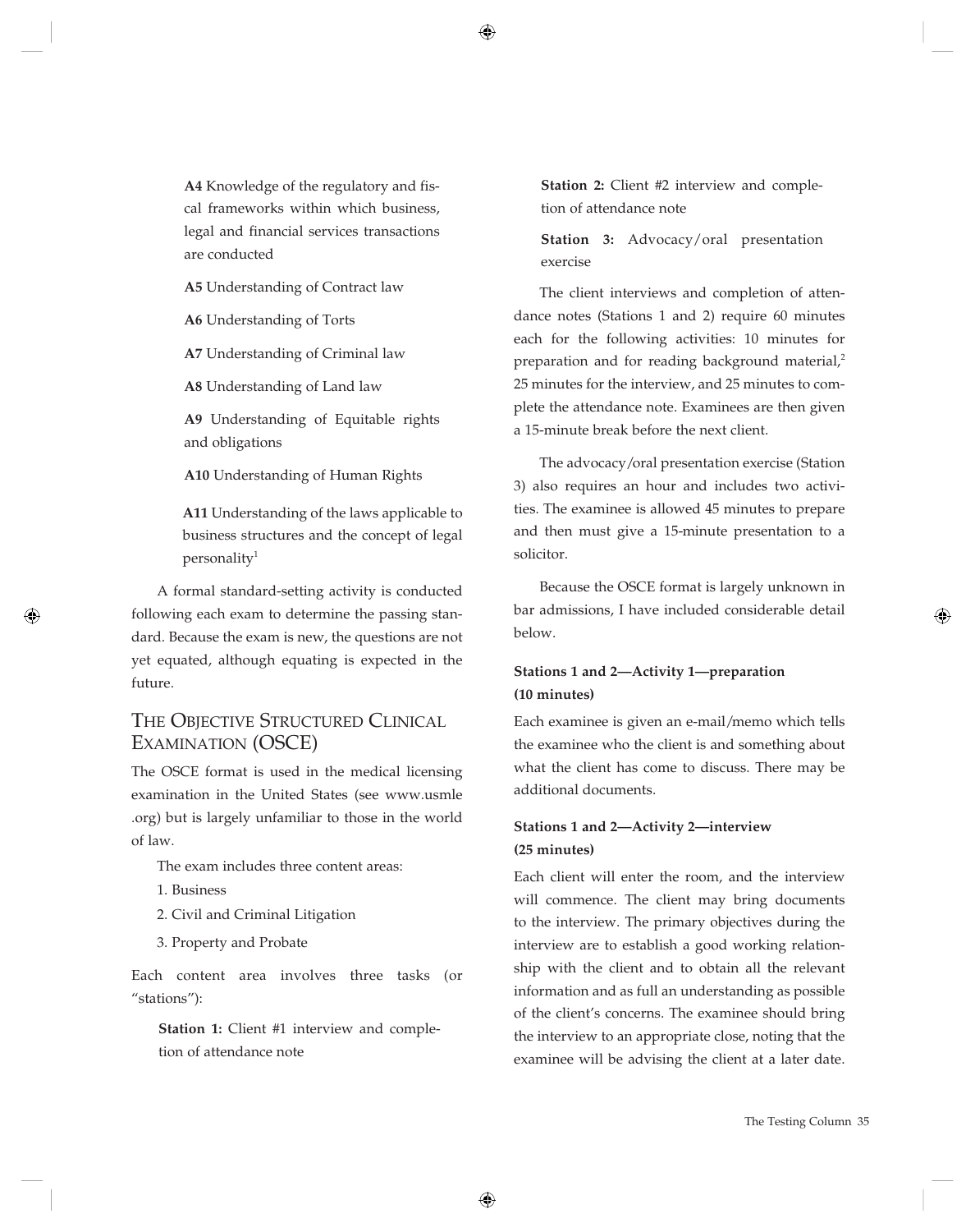**A4** Knowledge of the regulatory and fiscal frameworks within which business, legal and financial services transactions are conducted

**A5** Understanding of Contract law

**A6** Understanding of Torts

**A7** Understanding of Criminal law

**A8** Understanding of Land law

**A9** Understanding of Equitable rights and obligations

**A10** Understanding of Human Rights

**A11** Understanding of the laws applicable to business structures and the concept of legal personality[1]

A formal standard-setting activity is conducted following each exam to determine the passing standard. Because the exam is new, the questions are not yet equated, although equating is expected in the future.

## The Objective Structured Clinical Examination (OSCE)

The OSCE format is used in the medical licensing examination in the United States (see www.usmle.org) but is largely unfamiliar to those in the world of law.

The exam includes three content areas:

1. Business
2. Civil and Criminal Litigation
3. Property and Probate

Each content area involves three tasks (or "stations"):

**Station 1:** Client #1 interview and completion of attendance note

**Station 2:** Client #2 interview and completion of attendance note

**Station 3:** Advocacy/oral presentation exercise

The client interviews and completion of attendance notes (Stations 1 and 2) require 60 minutes each for the following activities: 10 minutes for preparation and for reading background material,[2] 25 minutes for the interview, and 25 minutes to complete the attendance note. Examinees are then given a 15-minute break before the next client.

The advocacy/oral presentation exercise (Station 3) also requires an hour and includes two activities. The examinee is allowed 45 minutes to prepare and then must give a 15-minute presentation to a solicitor.

Because the OSCE format is largely unknown in bar admissions, I have included considerable detail below.

### Stations 1 and 2—Activity 1—preparation (10 minutes)

Each examinee is given an e-mail/memo which tells the examinee who the client is and something about what the client has come to discuss. There may be additional documents.

### Stations 1 and 2—Activity 2—interview (25 minutes)

Each client will enter the room, and the interview will commence. The client may bring documents to the interview. The primary objectives during the interview are to establish a good working relationship with the client and to obtain all the relevant information and as full an understanding as possible of the client's concerns. The examinee should bring the interview to an appropriate close, noting that the examinee will be advising the client at a later date.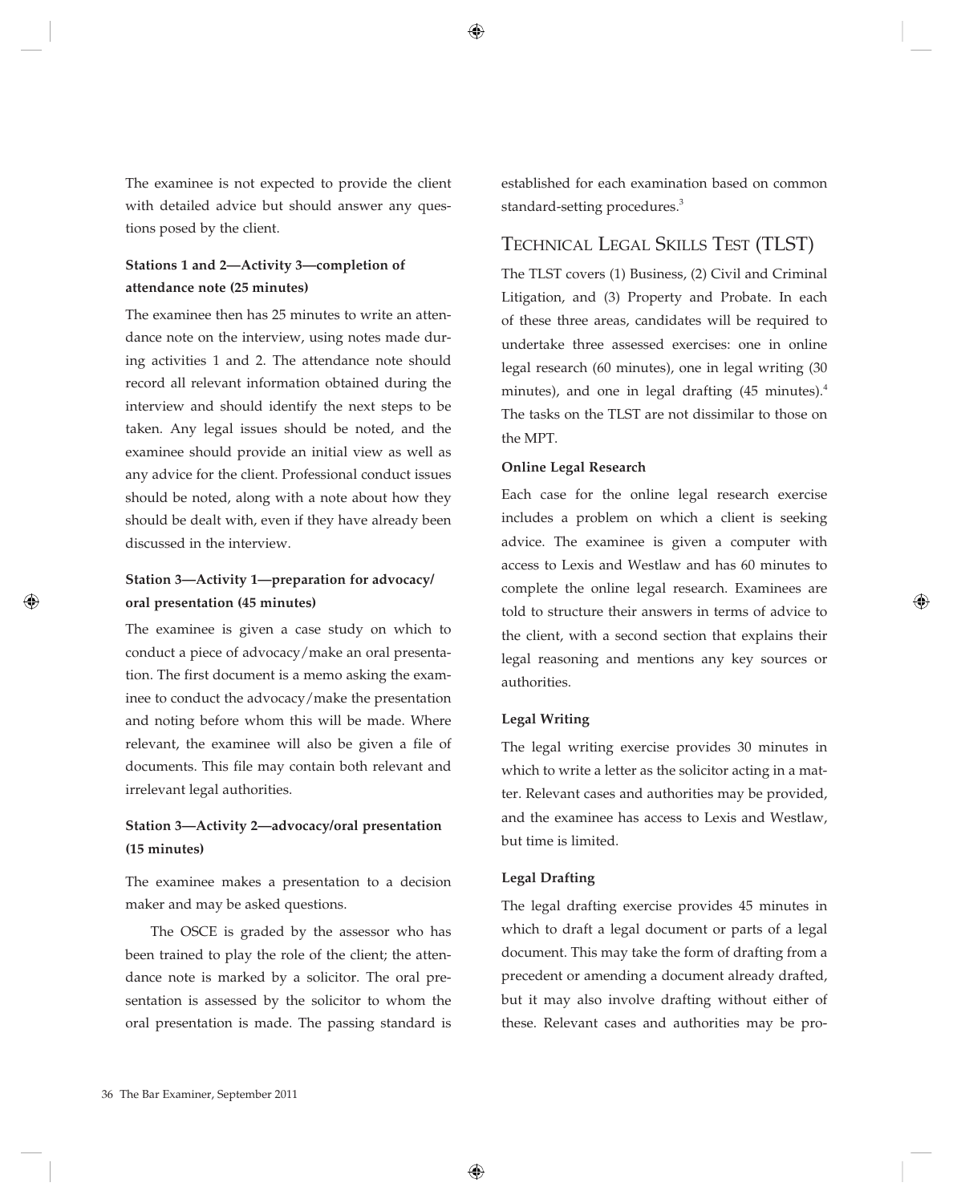The examinee is not expected to provide the client with detailed advice but should answer any questions posed by the client.

#### Stations 1 and 2—Activity 3—completion of attendance note (25 minutes)

The examinee then has 25 minutes to write an attendance note on the interview, using notes made during activities 1 and 2. The attendance note should record all relevant information obtained during the interview and should identify the next steps to be taken. Any legal issues should be noted, and the examinee should provide an initial view as well as any advice for the client. Professional conduct issues should be noted, along with a note about how they should be dealt with, even if they have already been discussed in the interview.

#### Station 3—Activity 1—preparation for advocacy/oral presentation (45 minutes)

The examinee is given a case study on which to conduct a piece of advocacy/make an oral presentation. The first document is a memo asking the examinee to conduct the advocacy/make the presentation and noting before whom this will be made. Where relevant, the examinee will also be given a file of documents. This file may contain both relevant and irrelevant legal authorities.

#### Station 3—Activity 2—advocacy/oral presentation (15 minutes)

The examinee makes a presentation to a decision maker and may be asked questions.

The OSCE is graded by the assessor who has been trained to play the role of the client; the attendance note is marked by a solicitor. The oral presentation is assessed by the solicitor to whom the oral presentation is made. The passing standard is established for each examination based on common standard-setting procedures.[3]

## Technical Legal Skills Test (TLST)

The TLST covers (1) Business, (2) Civil and Criminal Litigation, and (3) Property and Probate. In each of these three areas, candidates will be required to undertake three assessed exercises: one in online legal research (60 minutes), one in legal writing (30 minutes), and one in legal drafting (45 minutes).[4] The tasks on the TLST are not dissimilar to those on the MPT.

#### Online Legal Research

Each case for the online legal research exercise includes a problem on which a client is seeking advice. The examinee is given a computer with access to Lexis and Westlaw and has 60 minutes to complete the online legal research. Examinees are told to structure their answers in terms of advice to the client, with a second section that explains their legal reasoning and mentions any key sources or authorities.

#### Legal Writing

The legal writing exercise provides 30 minutes in which to write a letter as the solicitor acting in a matter. Relevant cases and authorities may be provided, and the examinee has access to Lexis and Westlaw, but time is limited.

#### Legal Drafting

The legal drafting exercise provides 45 minutes in which to draft a legal document or parts of a legal document. This may take the form of drafting from a precedent or amending a document already drafted, but it may also involve drafting without either of these. Relevant cases and authorities may be pro-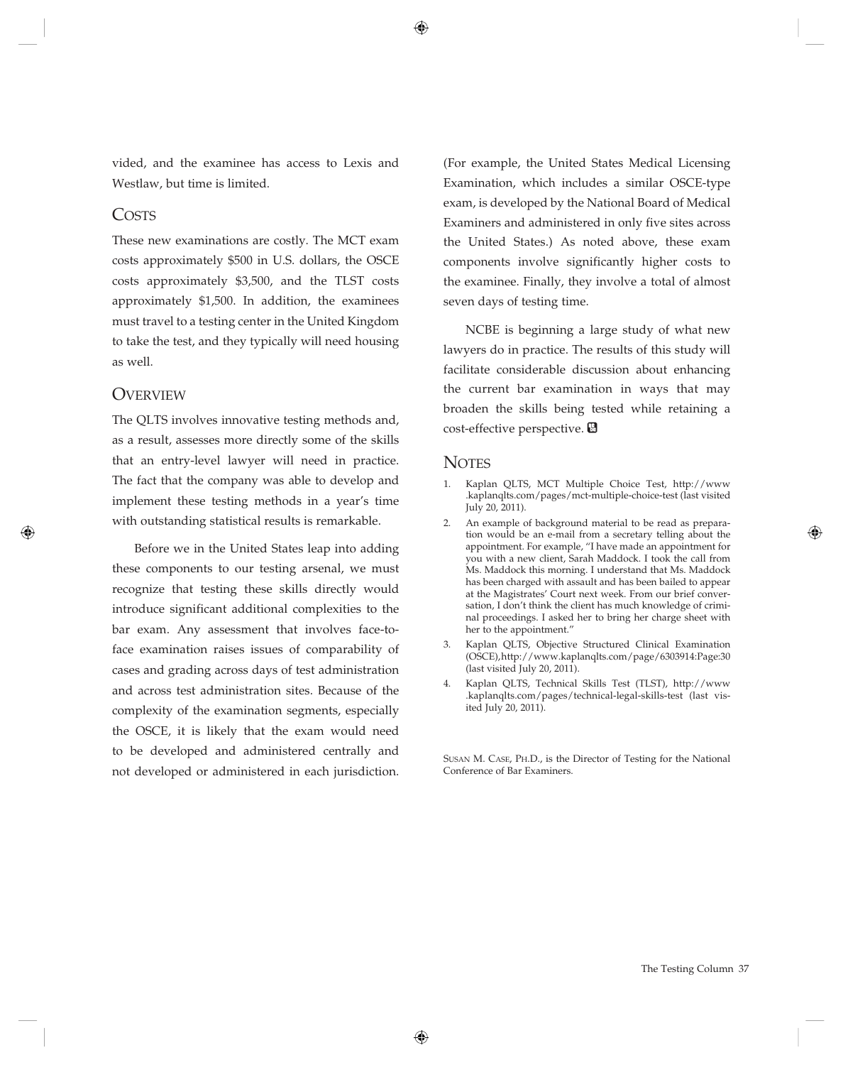vided, and the examinee has access to Lexis and Westlaw, but time is limited.

## Costs

These new examinations are costly. The MCT exam costs approximately $500 in U.S. dollars, the OSCE costs approximately $3,500, and the TLST costs approximately $1,500. In addition, the examinees must travel to a testing center in the United Kingdom to take the test, and they typically will need housing as well.

## Overview

The QLTS involves innovative testing methods and, as a result, assesses more directly some of the skills that an entry-level lawyer will need in practice. The fact that the company was able to develop and implement these testing methods in a year's time with outstanding statistical results is remarkable.

Before we in the United States leap into adding these components to our testing arsenal, we must recognize that testing these skills directly would introduce significant additional complexities to the bar exam. Any assessment that involves face-to-face examination raises issues of comparability of cases and grading across days of test administration and across test administration sites. Because of the complexity of the examination segments, especially the OSCE, it is likely that the exam would need to be developed and administered centrally and not developed or administered in each jurisdiction. (For example, the United States Medical Licensing Examination, which includes a similar OSCE-type exam, is developed by the National Board of Medical Examiners and administered in only five sites across the United States.) As noted above, these exam components involve significantly higher costs to the examinee. Finally, they involve a total of almost seven days of testing time.

NCBE is beginning a large study of what new lawyers do in practice. The results of this study will facilitate considerable discussion about enhancing the current bar examination in ways that may broaden the skills being tested while retaining a cost-effective perspective.

## Notes

1. Kaplan QLTS, MCT Multiple Choice Test, http://www.kaplanqlts.com/pages/mct-multiple-choice-test (last visited July 20, 2011).
2. An example of background material to be read as preparation would be an e-mail from a secretary telling about the appointment. For example, "I have made an appointment for you with a new client, Sarah Maddock. I took the call from Ms. Maddock this morning. I understand that Ms. Maddock has been charged with assault and has been bailed to appear at the Magistrates' Court next week. From our brief conversation, I don't think the client has much knowledge of criminal proceedings. I asked her to bring her charge sheet with her to the appointment."
3. Kaplan QLTS, Objective Structured Clinical Examination (OSCE),http://www.kaplanqlts.com/page/6303914:Page:30 (last visited July 20, 2011).
4. Kaplan QLTS, Technical Skills Test (TLST), http://www.kaplanqlts.com/pages/technical-legal-skills-test (last visited July 20, 2011).

Susan M. Case, Ph.D., is the Director of Testing for the National Conference of Bar Examiners.